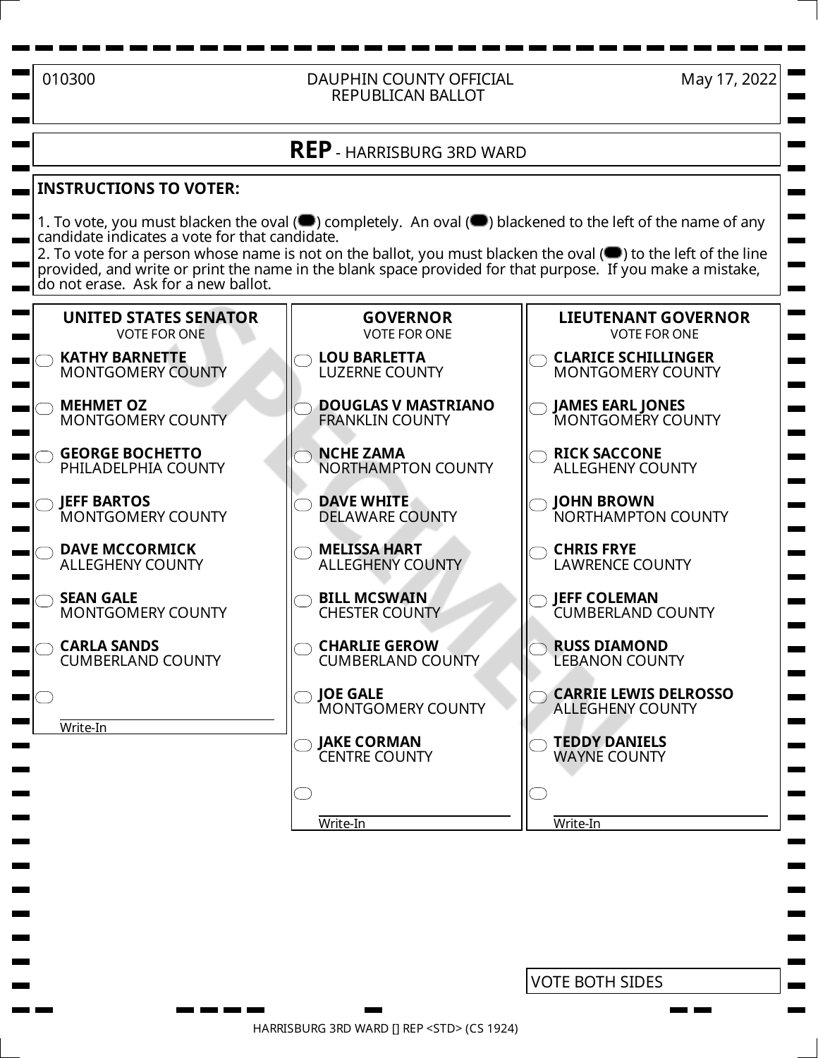010300

DAUPHIN COUNTY OFFICIAL
REPUBLICAN BALLOT

May 17, 2022

# REP - HARRISBURG 3RD WARD

**INSTRUCTIONS TO VOTER:**

1. To vote, you must blacken the oval (⬬) completely. An oval (⬬) blackened to the left of the name of any candidate indicates a vote for that candidate.
2. To vote for a person whose name is not on the ballot, you must blacken the oval (⬬) to the left of the line provided, and write or print the name in the blank space provided for that purpose. If you make a mistake, do not erase. Ask for a new ballot.

## UNITED STATES SENATOR
VOTE FOR ONE

- **KATHY BARNETTE** MONTGOMERY COUNTY
- **MEHMET OZ** MONTGOMERY COUNTY
- **GEORGE BOCHETTO** PHILADELPHIA COUNTY
- **JEFF BARTOS** MONTGOMERY COUNTY
- **DAVE MCCORMICK** ALLEGHENY COUNTY
- **SEAN GALE** MONTGOMERY COUNTY
- **CARLA SANDS** CUMBERLAND COUNTY
- Write-In

## GOVERNOR
VOTE FOR ONE

- **LOU BARLETTA** LUZERNE COUNTY
- **DOUGLAS V MASTRIANO** FRANKLIN COUNTY
- **NCHE ZAMA** NORTHAMPTON COUNTY
- **DAVE WHITE** DELAWARE COUNTY
- **MELISSA HART** ALLEGHENY COUNTY
- **BILL MCSWAIN** CHESTER COUNTY
- **CHARLIE GEROW** CUMBERLAND COUNTY
- **JOE GALE** MONTGOMERY COUNTY
- **JAKE CORMAN** CENTRE COUNTY
- Write-In

## LIEUTENANT GOVERNOR
VOTE FOR ONE

- **CLARICE SCHILLINGER** MONTGOMERY COUNTY
- **JAMES EARL JONES** MONTGOMERY COUNTY
- **RICK SACCONE** ALLEGHENY COUNTY
- **JOHN BROWN** NORTHAMPTON COUNTY
- **CHRIS FRYE** LAWRENCE COUNTY
- **JEFF COLEMAN** CUMBERLAND COUNTY
- **RUSS DIAMOND** LEBANON COUNTY
- **CARRIE LEWIS DELROSSO** ALLEGHENY COUNTY
- **TEDDY DANIELS** WAYNE COUNTY
- Write-In

VOTE BOTH SIDES

HARRISBURG 3RD WARD [] REP <STD> (CS 1924)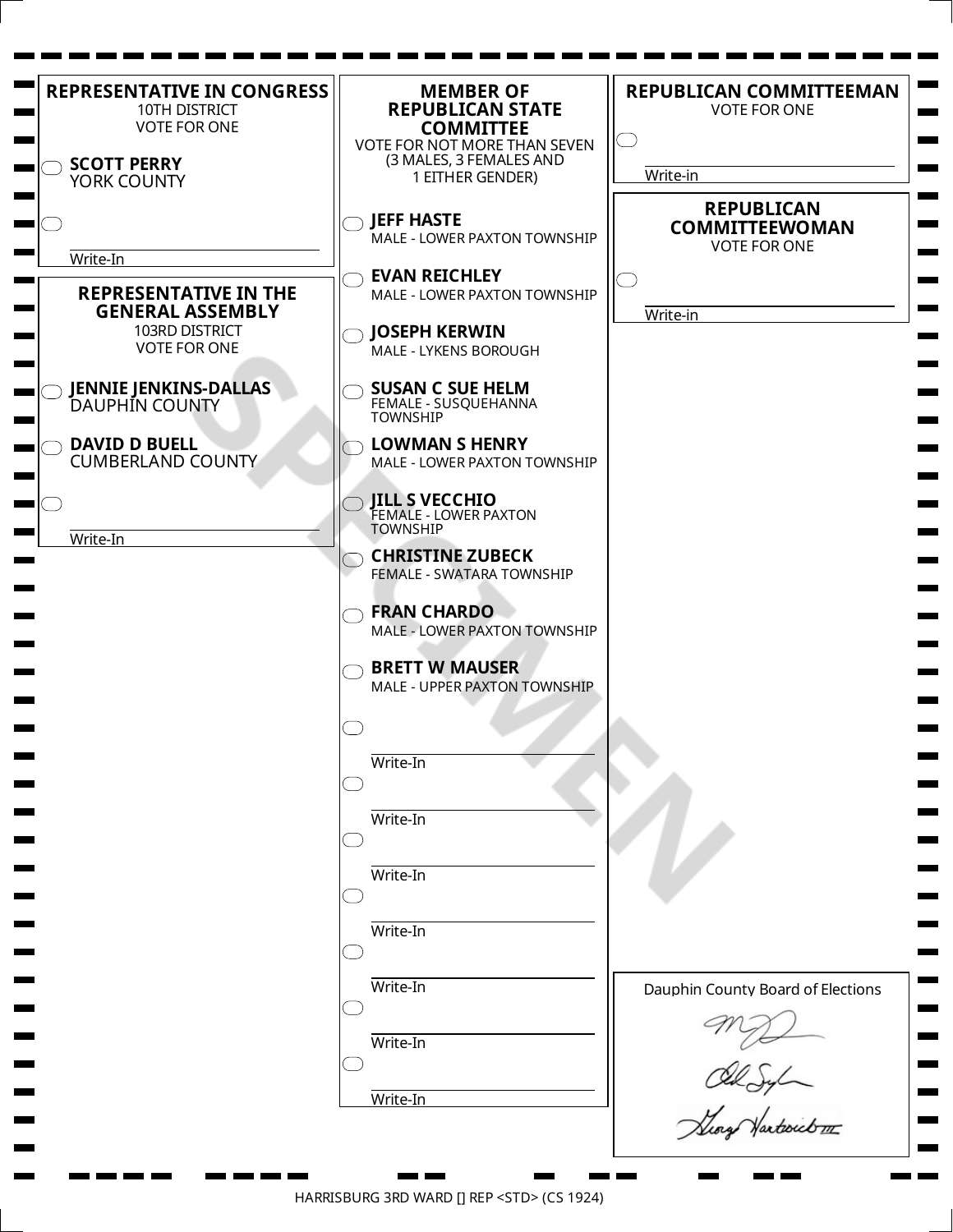## REPRESENTATIVE IN CONGRESS

10TH DISTRICT
VOTE FOR ONE

- **SCOTT PERRY** YORK COUNTY
- Write-In

## REPRESENTATIVE IN THE GENERAL ASSEMBLY

103RD DISTRICT
VOTE FOR ONE

- **JENNIE JENKINS-DALLAS** DAUPHIN COUNTY
- **DAVID D BUELL** CUMBERLAND COUNTY
- Write-In

## MEMBER OF REPUBLICAN STATE COMMITTEE

VOTE FOR NOT MORE THAN SEVEN (3 MALES, 3 FEMALES AND 1 EITHER GENDER)

- **JEFF HASTE** MALE - LOWER PAXTON TOWNSHIP
- **EVAN REICHLEY** MALE - LOWER PAXTON TOWNSHIP
- **JOSEPH KERWIN** MALE - LYKENS BOROUGH
- **SUSAN C SUE HELM** FEMALE - SUSQUEHANNA TOWNSHIP
- **LOWMAN S HENRY** MALE - LOWER PAXTON TOWNSHIP
- **JILL S VECCHIO** FEMALE - LOWER PAXTON TOWNSHIP
- **CHRISTINE ZUBECK** FEMALE - SWATARA TOWNSHIP
- **FRAN CHARDO** MALE - LOWER PAXTON TOWNSHIP
- **BRETT W MAUSER** MALE - UPPER PAXTON TOWNSHIP
- Write-In
- Write-In
- Write-In
- Write-In
- Write-In
- Write-In
- Write-In

## REPUBLICAN COMMITTEEMAN

VOTE FOR ONE

- Write-in

## REPUBLICAN COMMITTEEWOMAN

VOTE FOR ONE

- Write-in

Dauphin County Board of Elections

SPECIMEN

HARRISBURG 3RD WARD [] REP <STD> (CS 1924)